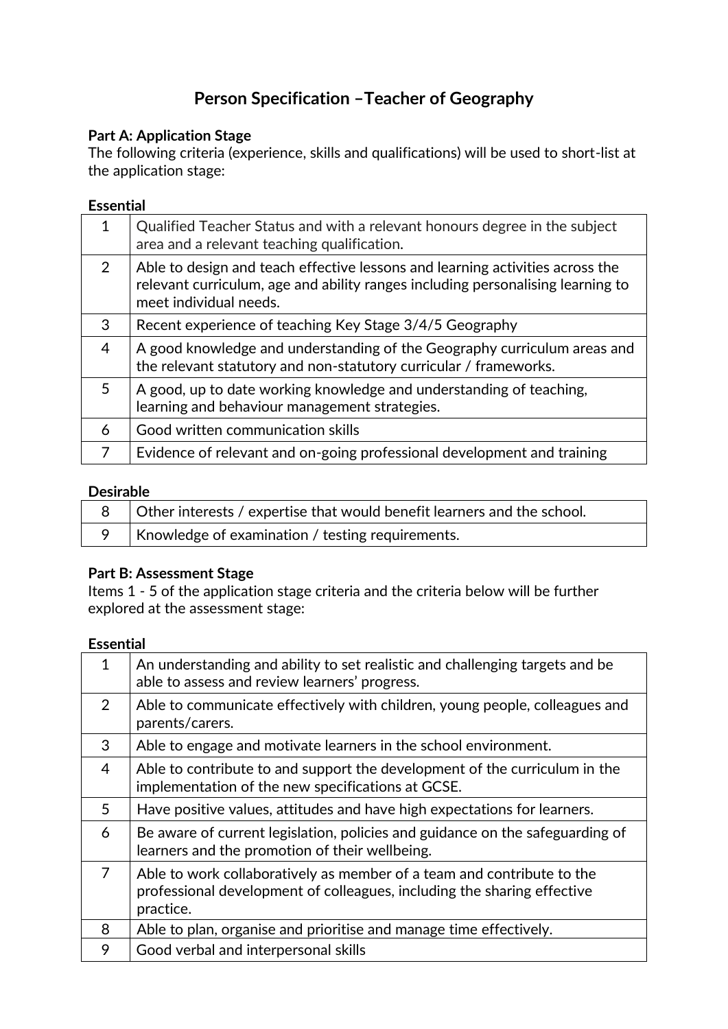# Person Specification –Teacher of Geography

**Part A: Application Stage**

The following criteria (experience, skills and qualifications) will be used to short-list at the application stage:

**Essential**

| | |
|---|---|
| 1 | Qualified Teacher Status and with a relevant honours degree in the subject area and a relevant teaching qualification. |
| 2 | Able to design and teach effective lessons and learning activities across the relevant curriculum, age and ability ranges including personalising learning to meet individual needs. |
| 3 | Recent experience of teaching Key Stage 3/4/5 Geography |
| 4 | A good knowledge and understanding of the Geography curriculum areas and the relevant statutory and non-statutory curricular / frameworks. |
| 5 | A good, up to date working knowledge and understanding of teaching, learning and behaviour management strategies. |
| 6 | Good written communication skills |
| 7 | Evidence of relevant and on-going professional development and training |

**Desirable**

| | |
|---|---|
| 8 | Other interests / expertise that would benefit learners and the school. |
| 9 | Knowledge of examination / testing requirements. |

**Part B: Assessment Stage**

Items 1 - 5 of the application stage criteria and the criteria below will be further explored at the assessment stage:

**Essential**

| | |
|---|---|
| 1 | An understanding and ability to set realistic and challenging targets and be able to assess and review learners' progress. |
| 2 | Able to communicate effectively with children, young people, colleagues and parents/carers. |
| 3 | Able to engage and motivate learners in the school environment. |
| 4 | Able to contribute to and support the development of the curriculum in the implementation of the new specifications at GCSE. |
| 5 | Have positive values, attitudes and have high expectations for learners. |
| 6 | Be aware of current legislation, policies and guidance on the safeguarding of learners and the promotion of their wellbeing. |
| 7 | Able to work collaboratively as member of a team and contribute to the professional development of colleagues, including the sharing effective practice. |
| 8 | Able to plan, organise and prioritise and manage time effectively. |
| 9 | Good verbal and interpersonal skills |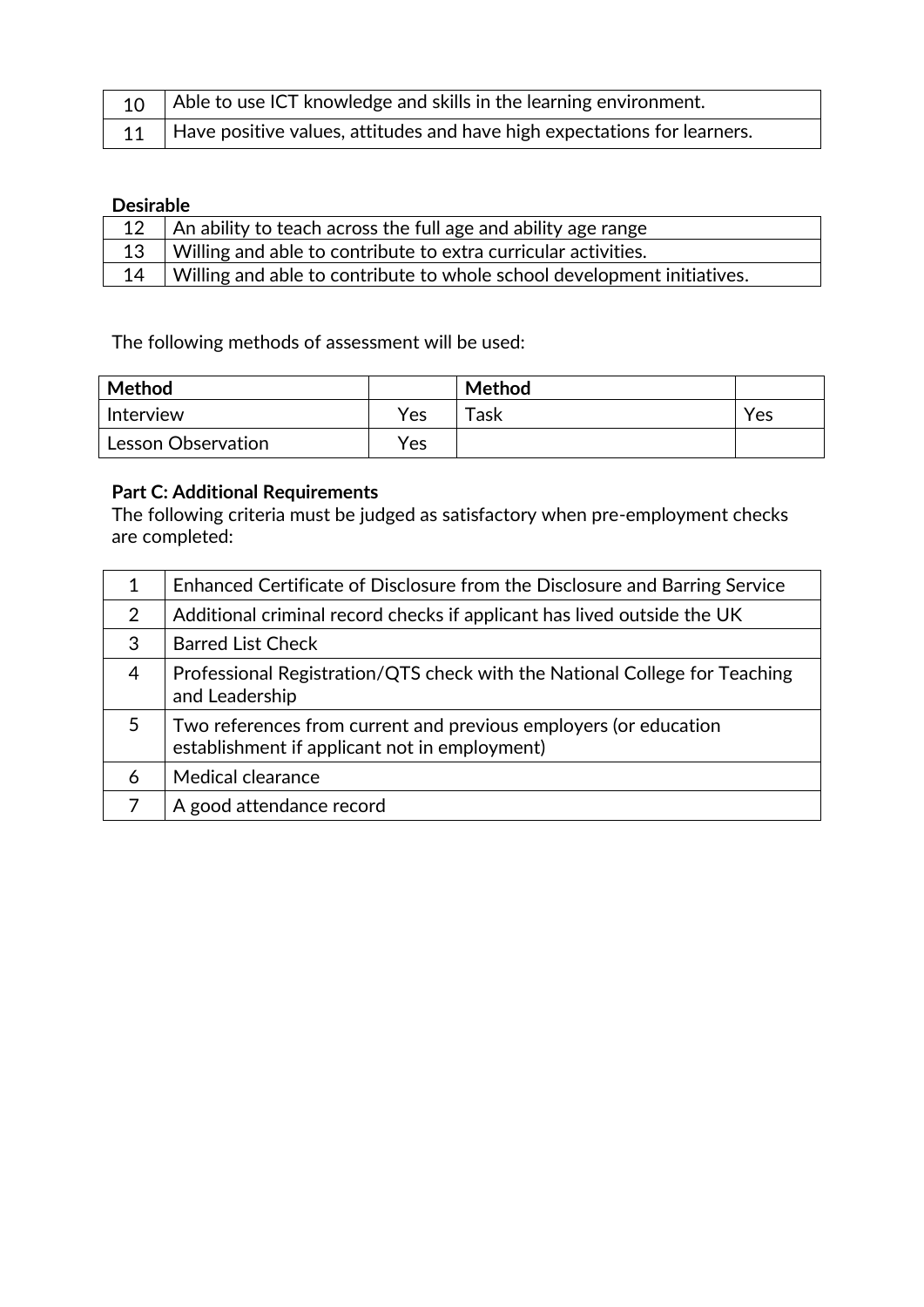| | |
|---|---|
| 10 | Able to use ICT knowledge and skills in the learning environment. |
| 11 | Have positive values, attitudes and have high expectations for learners. |

**Desirable**

| | |
|---|---|
| 12 | An ability to teach across the full age and ability age range |
| 13 | Willing and able to contribute to extra curricular activities. |
| 14 | Willing and able to contribute to whole school development initiatives. |

The following methods of assessment will be used:

| **Method** | | **Method** | |
|---|---|---|---|
| Interview | Yes | Task | Yes |
| Lesson Observation | Yes | | |

**Part C: Additional Requirements**

The following criteria must be judged as satisfactory when pre-employment checks are completed:

| | |
|---|---|
| 1 | Enhanced Certificate of Disclosure from the Disclosure and Barring Service |
| 2 | Additional criminal record checks if applicant has lived outside the UK |
| 3 | Barred List Check |
| 4 | Professional Registration/QTS check with the National College for Teaching and Leadership |
| 5 | Two references from current and previous employers (or education establishment if applicant not in employment) |
| 6 | Medical clearance |
| 7 | A good attendance record |